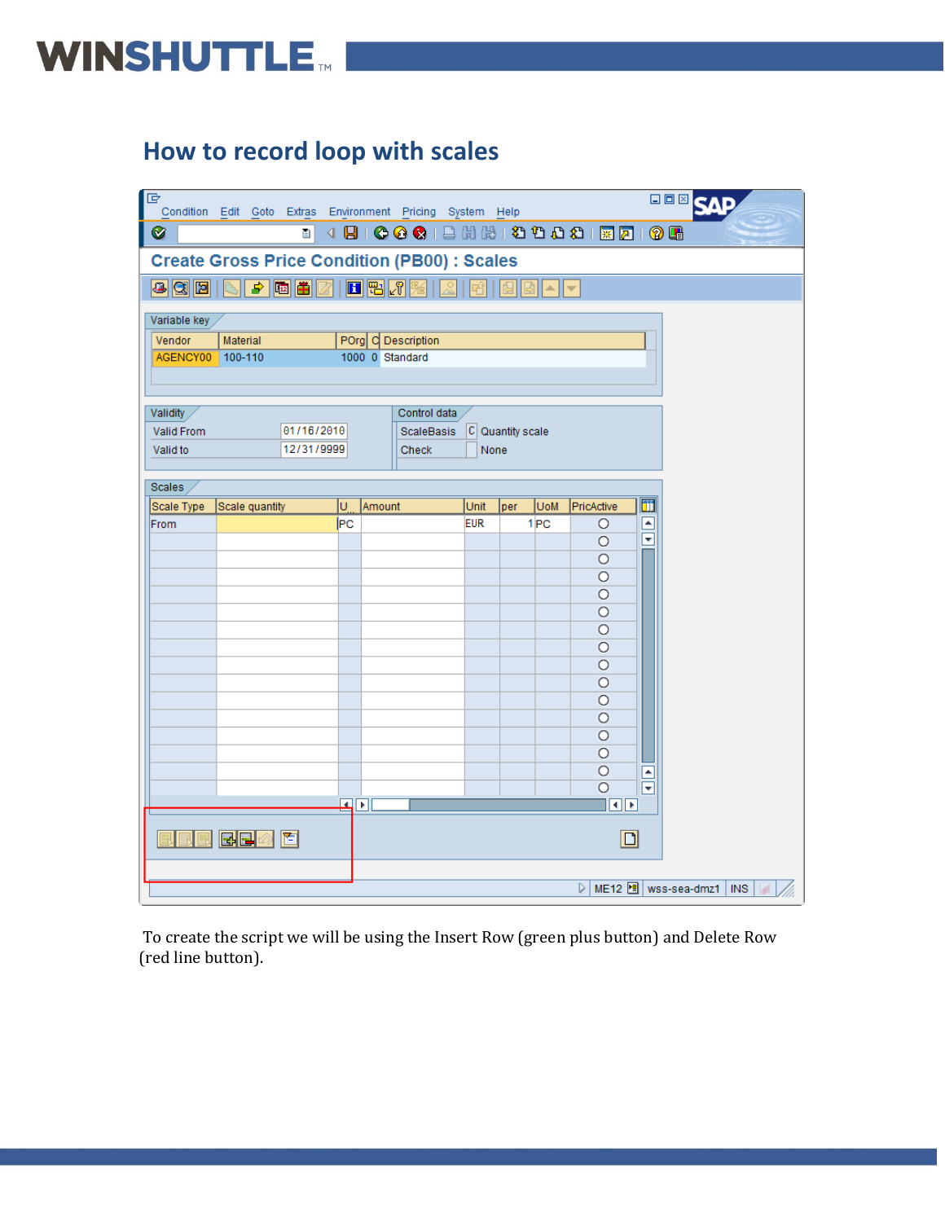# How to record loop with scales

To create the script we will be using the Insert Row (green plus button) and Delete Row (red line button).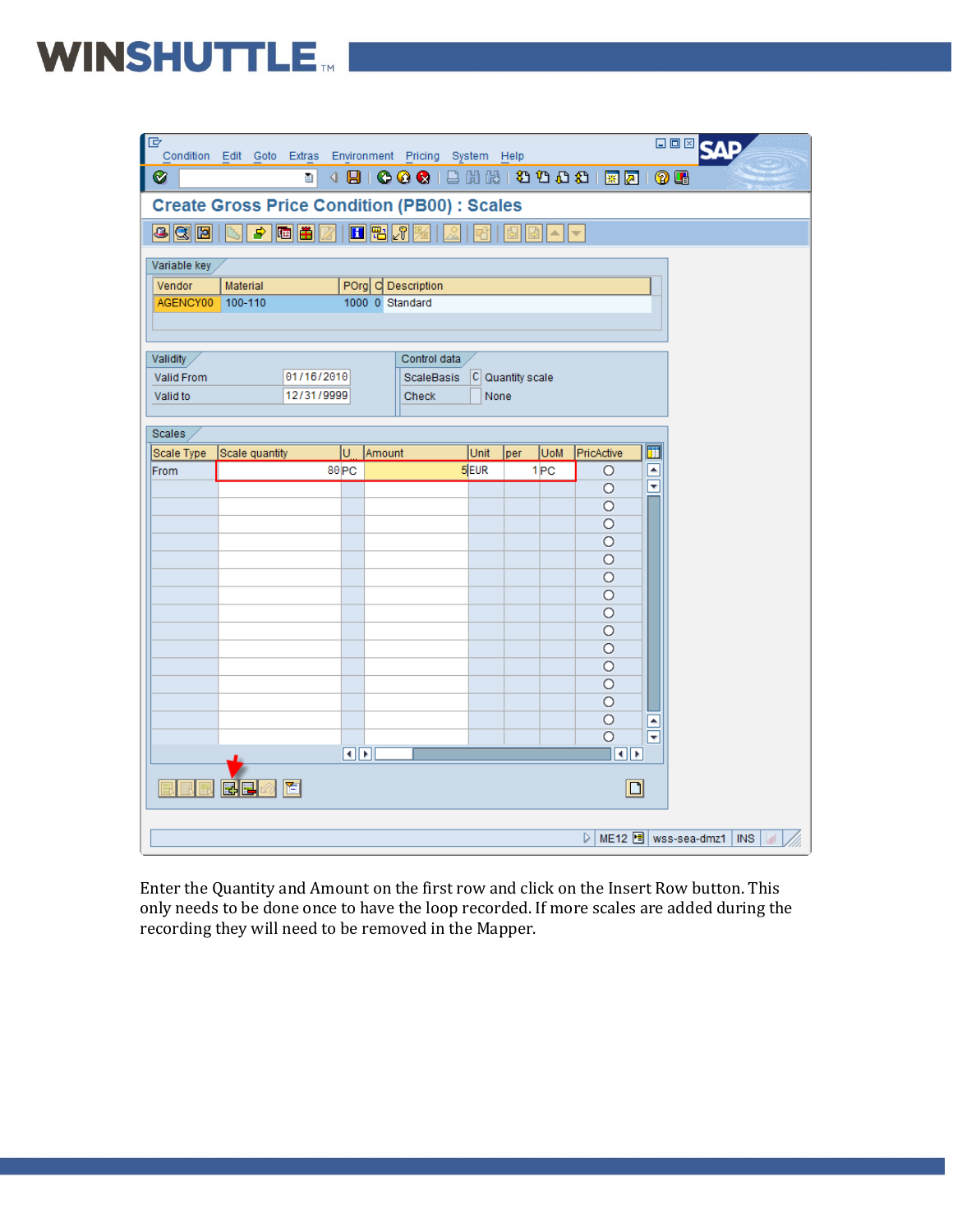Enter the Quantity and Amount on the first row and click on the Insert Row button. This only needs to be done once to have the loop recorded. If more scales are added during the recording they will need to be removed in the Mapper.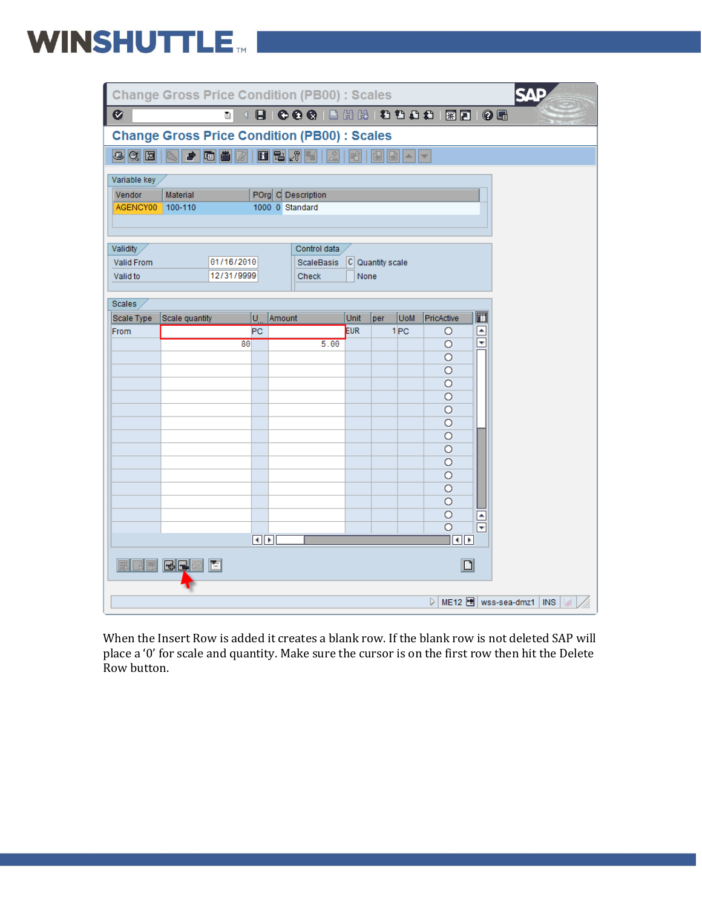When the Insert Row is added it creates a blank row. If the blank row is not deleted SAP will place a '0' for scale and quantity. Make sure the cursor is on the first row then hit the Delete Row button.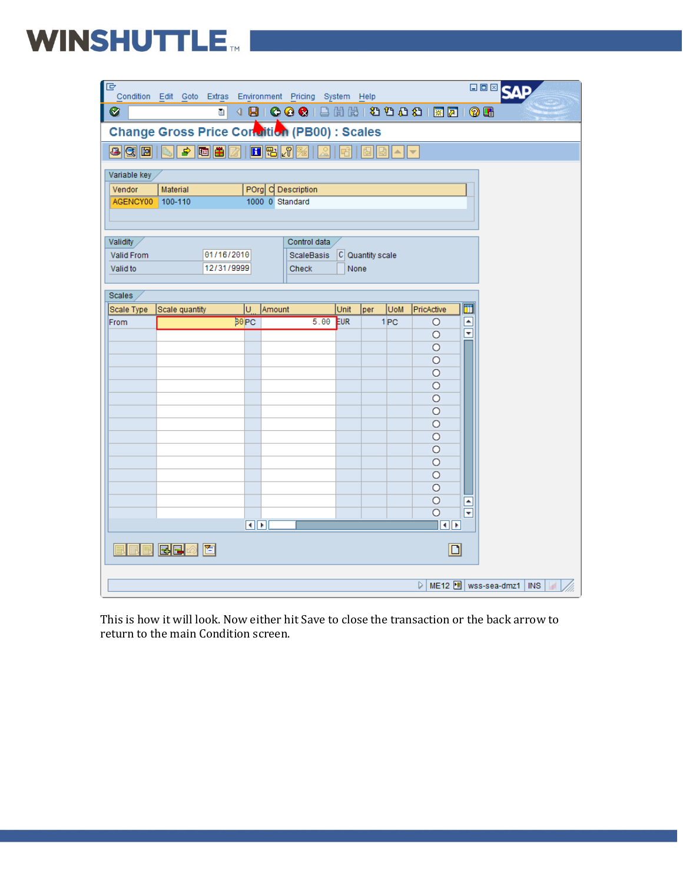This is how it will look. Now either hit Save to close the transaction or the back arrow to return to the main Condition screen.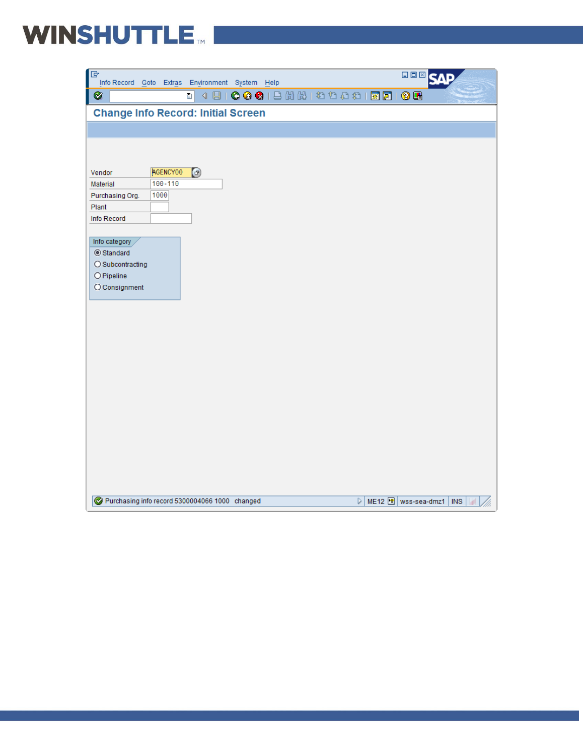Info Record Goto Extras Environment System Help

## Change Info Record: Initial Screen

| | |
|---|---|
| Vendor | AGENCY00 |
| Material | 100-110 |
| Purchasing Org. | 1000 |
| Plant | |
| Info Record | |

Info category

- (•) Standard
- ( ) Subcontracting
- ( ) Pipeline
- ( ) Consignment

Purchasing info record 5300004066 1000 changed | ME12 | wss-sea-dmz1 | INS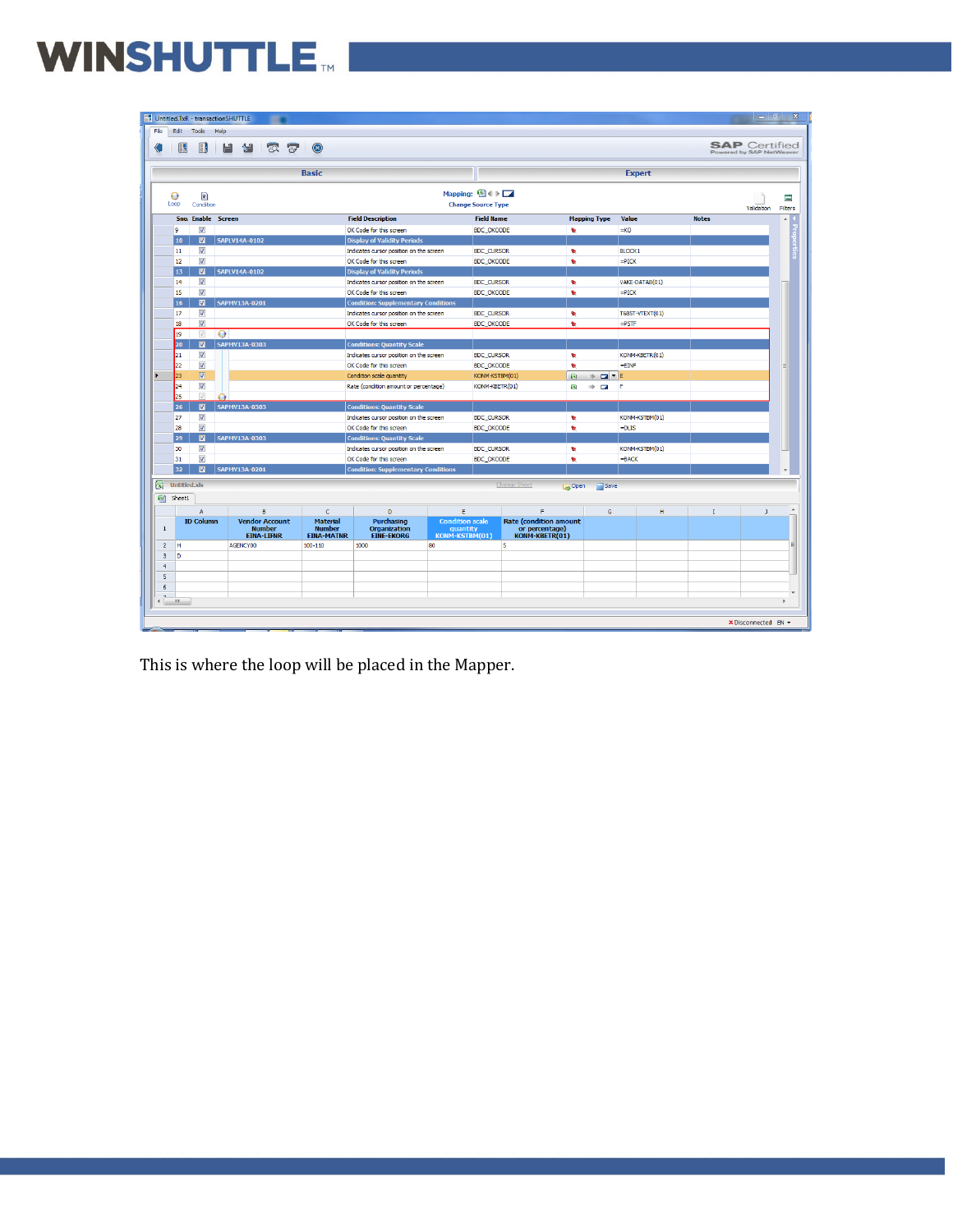This is where the loop will be placed in the Mapper.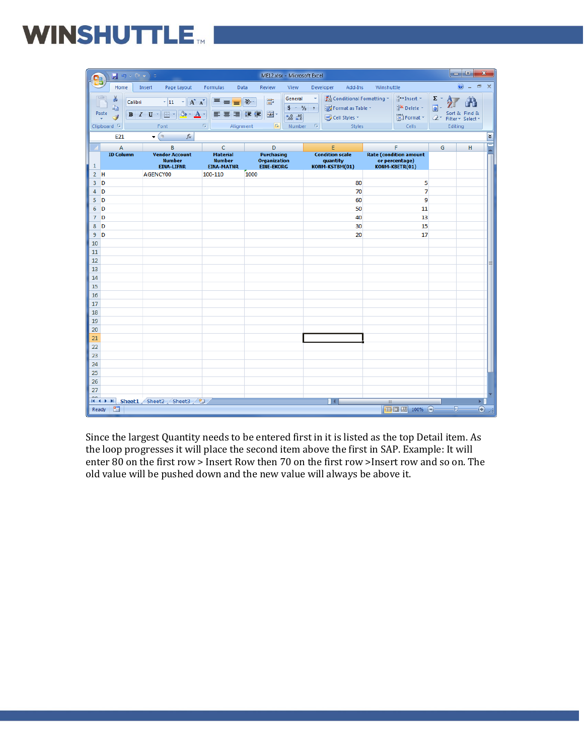| ID Column | Vendor Account Number EINA-LIFNR | Material Number EINA-MATNR | Purchasing Organization EINE-EKORG | Condition scale quantity KONM-KSTBM(01) | Rate (condition amount or percentage) KONM-KBETR(01) |
|---|---|---|---|---|---|
| H | AGENCY00 | 100-110 | 1000 | | |
| D | | | | 80 | 5 |
| D | | | | 70 | 7 |
| D | | | | 60 | 9 |
| D | | | | 50 | 11 |
| D | | | | 40 | 13 |
| D | | | | 30 | 15 |
| D | | | | 20 | 17 |

Since the largest Quantity needs to be entered first in it is listed as the top Detail item. As the loop progresses it will place the second item above the first in SAP. Example: It will enter 80 on the first row > Insert Row then 70 on the first row >Insert row and so on. The old value will be pushed down and the new value will always be above it.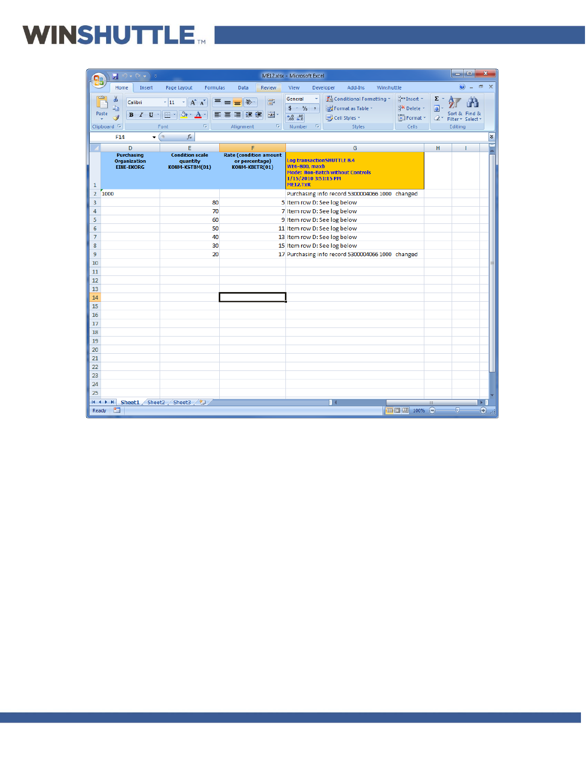| | D | E | F | G |
|---|---|---|---|---|
| 1 | Purchasing Organization EINE-EKORG | Condition scale quantity KONM-KSTBM(01) | Rate (condition amount or percentage) KONM-KBETR(01) | Log transactionSHUTTLE 8.4 WE6-800, maxb Mode: Non-Batch without Controls 1/15/2010 3:51:15 PM ME12.TxR |
| 2 | 1000 | | | Purchasing info record 5300004066 1000 changed |
| 3 | | 80 | 5 | Item row D: See log below |
| 4 | | 70 | 7 | Item row D: See log below |
| 5 | | 60 | 9 | Item row D: See log below |
| 6 | | 50 | 11 | Item row D: See log below |
| 7 | | 40 | 13 | Item row D: See log below |
| 8 | | 30 | 15 | Item row D: See log below |
| 9 | | 20 | 17 | Purchasing info record 5300004066 1000 changed |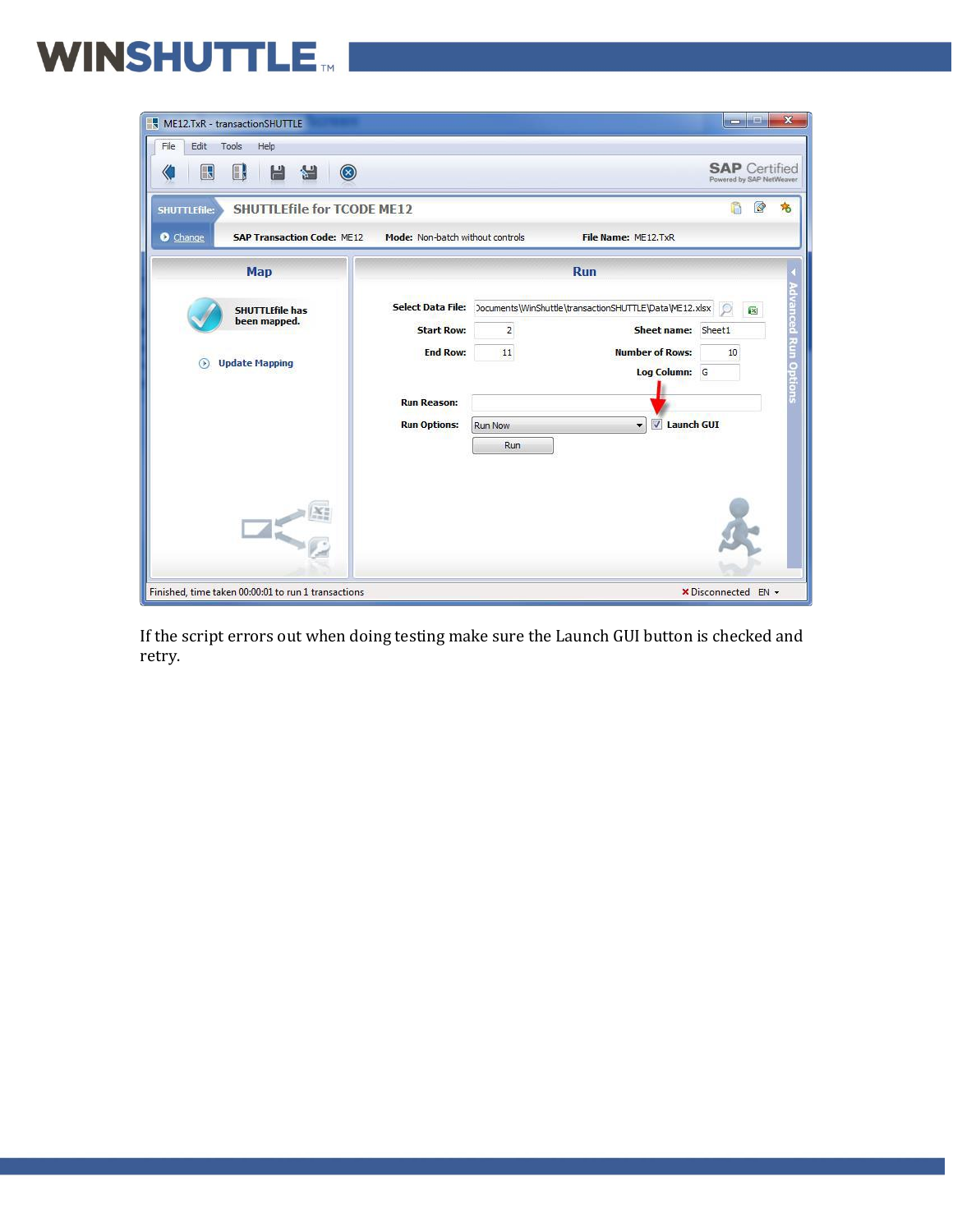If the script errors out when doing testing make sure the Launch GUI button is checked and retry.